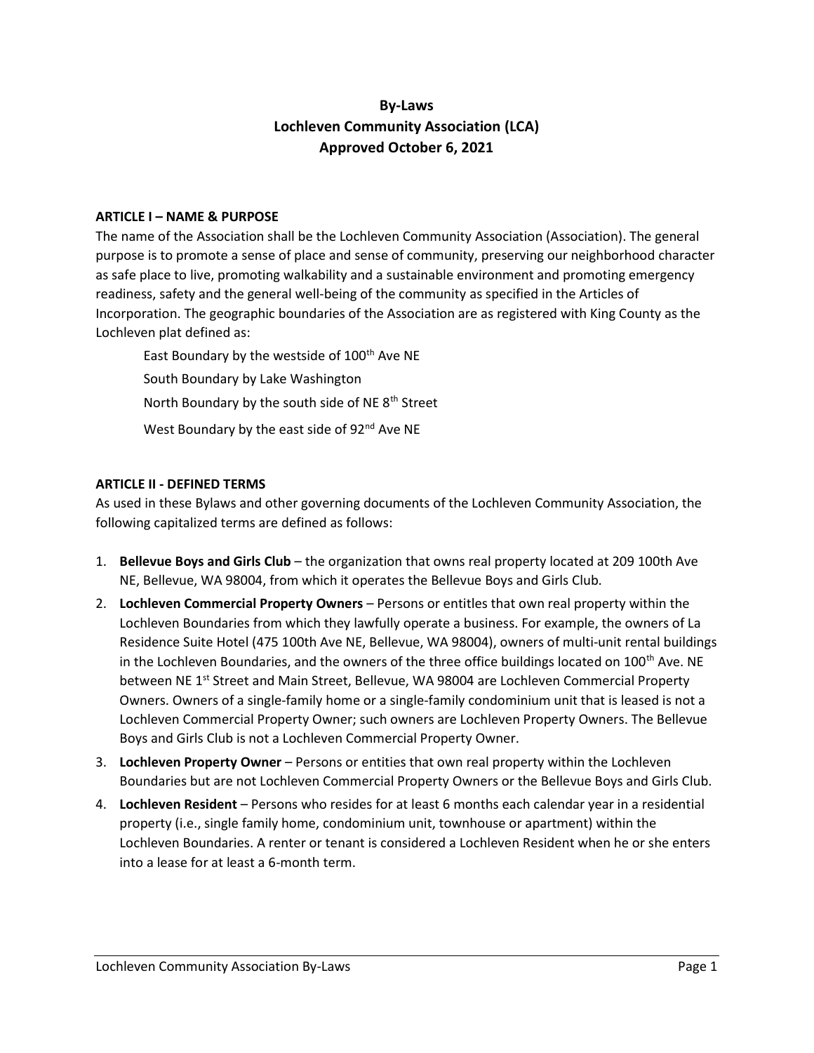# By-Laws
# Lochleven Community Association (LCA)
# Approved October 6, 2021

## ARTICLE I – NAME & PURPOSE

The name of the Association shall be the Lochleven Community Association (Association). The general purpose is to promote a sense of place and sense of community, preserving our neighborhood character as safe place to live, promoting walkability and a sustainable environment and promoting emergency readiness, safety and the general well-being of the community as specified in the Articles of Incorporation. The geographic boundaries of the Association are as registered with King County as the Lochleven plat defined as:

East Boundary by the westside of 100th Ave NE

South Boundary by Lake Washington

North Boundary by the south side of NE 8th Street

West Boundary by the east side of 92nd Ave NE

## ARTICLE II - DEFINED TERMS

As used in these Bylaws and other governing documents of the Lochleven Community Association, the following capitalized terms are defined as follows:

1. **Bellevue Boys and Girls Club** – the organization that owns real property located at 209 100th Ave NE, Bellevue, WA 98004, from which it operates the Bellevue Boys and Girls Club.
2. **Lochleven Commercial Property Owners** – Persons or entitles that own real property within the Lochleven Boundaries from which they lawfully operate a business. For example, the owners of La Residence Suite Hotel (475 100th Ave NE, Bellevue, WA 98004), owners of multi-unit rental buildings in the Lochleven Boundaries, and the owners of the three office buildings located on 100th Ave. NE between NE 1st Street and Main Street, Bellevue, WA 98004 are Lochleven Commercial Property Owners. Owners of a single-family home or a single-family condominium unit that is leased is not a Lochleven Commercial Property Owner; such owners are Lochleven Property Owners. The Bellevue Boys and Girls Club is not a Lochleven Commercial Property Owner.
3. **Lochleven Property Owner** – Persons or entities that own real property within the Lochleven Boundaries but are not Lochleven Commercial Property Owners or the Bellevue Boys and Girls Club.
4. **Lochleven Resident** – Persons who resides for at least 6 months each calendar year in a residential property (i.e., single family home, condominium unit, townhouse or apartment) within the Lochleven Boundaries. A renter or tenant is considered a Lochleven Resident when he or she enters into a lease for at least a 6-month term.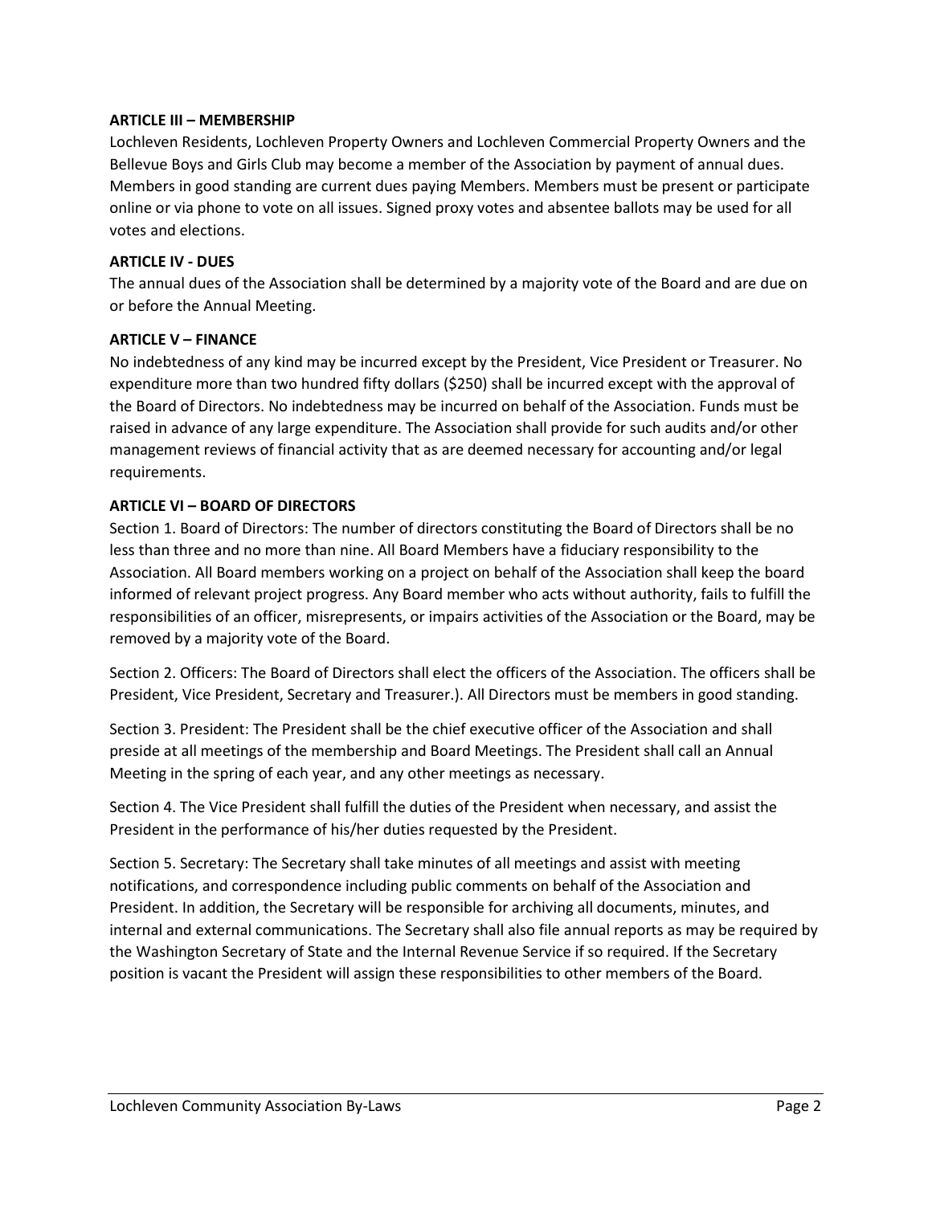**ARTICLE III – MEMBERSHIP**

Lochleven Residents, Lochleven Property Owners and Lochleven Commercial Property Owners and the Bellevue Boys and Girls Club may become a member of the Association by payment of annual dues. Members in good standing are current dues paying Members. Members must be present or participate online or via phone to vote on all issues. Signed proxy votes and absentee ballots may be used for all votes and elections.

**ARTICLE IV - DUES**

The annual dues of the Association shall be determined by a majority vote of the Board and are due on or before the Annual Meeting.

**ARTICLE V – FINANCE**

No indebtedness of any kind may be incurred except by the President, Vice President or Treasurer. No expenditure more than two hundred fifty dollars ($250) shall be incurred except with the approval of the Board of Directors. No indebtedness may be incurred on behalf of the Association. Funds must be raised in advance of any large expenditure. The Association shall provide for such audits and/or other management reviews of financial activity that as are deemed necessary for accounting and/or legal requirements.

**ARTICLE VI – BOARD OF DIRECTORS**

Section 1. Board of Directors: The number of directors constituting the Board of Directors shall be no less than three and no more than nine. All Board Members have a fiduciary responsibility to the Association. All Board members working on a project on behalf of the Association shall keep the board informed of relevant project progress. Any Board member who acts without authority, fails to fulfill the responsibilities of an officer, misrepresents, or impairs activities of the Association or the Board, may be removed by a majority vote of the Board.

Section 2. Officers: The Board of Directors shall elect the officers of the Association. The officers shall be President, Vice President, Secretary and Treasurer.). All Directors must be members in good standing.

Section 3. President: The President shall be the chief executive officer of the Association and shall preside at all meetings of the membership and Board Meetings. The President shall call an Annual Meeting in the spring of each year, and any other meetings as necessary.

Section 4. The Vice President shall fulfill the duties of the President when necessary, and assist the President in the performance of his/her duties requested by the President.

Section 5. Secretary: The Secretary shall take minutes of all meetings and assist with meeting notifications, and correspondence including public comments on behalf of the Association and President. In addition, the Secretary will be responsible for archiving all documents, minutes, and internal and external communications. The Secretary shall also file annual reports as may be required by the Washington Secretary of State and the Internal Revenue Service if so required. If the Secretary position is vacant the President will assign these responsibilities to other members of the Board.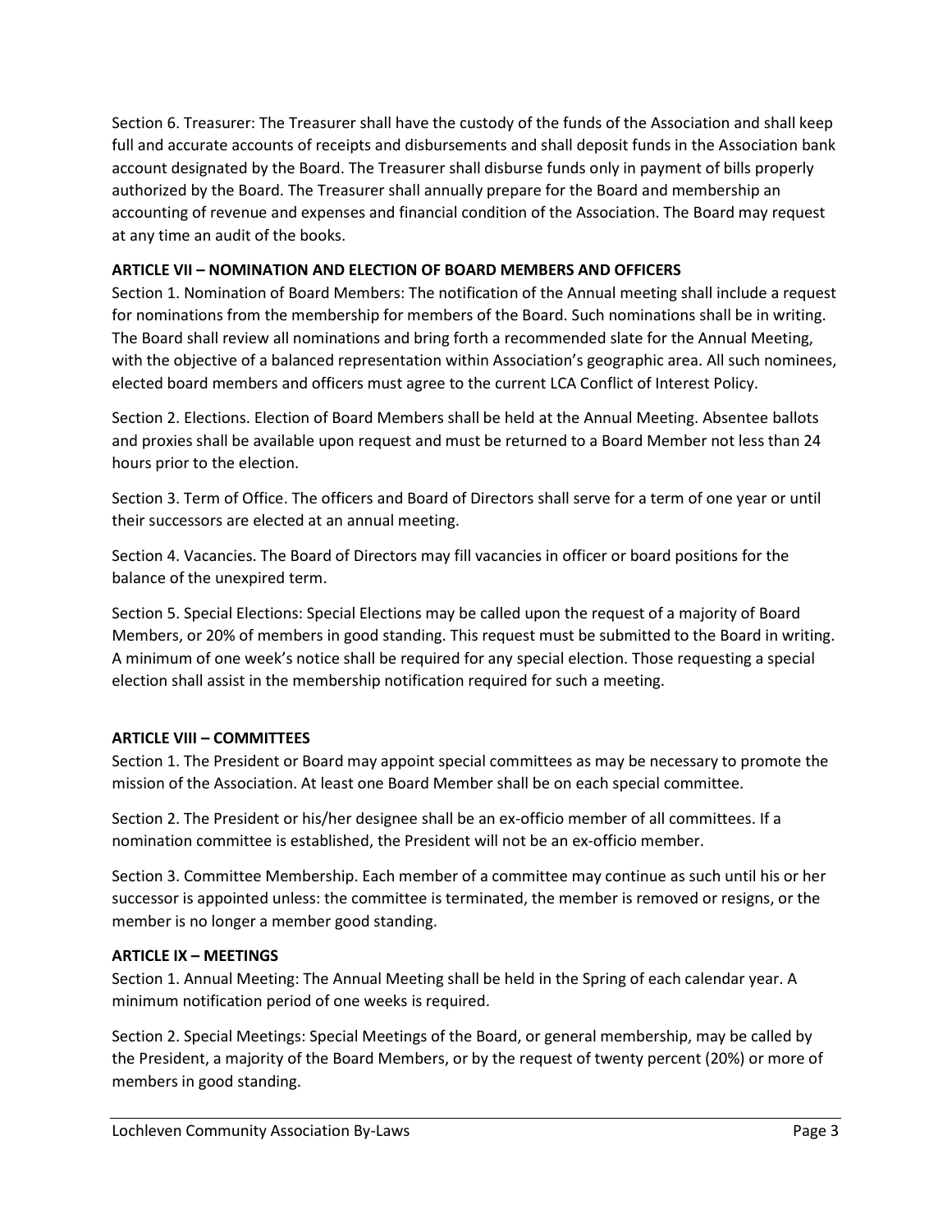Section 6. Treasurer: The Treasurer shall have the custody of the funds of the Association and shall keep full and accurate accounts of receipts and disbursements and shall deposit funds in the Association bank account designated by the Board. The Treasurer shall disburse funds only in payment of bills properly authorized by the Board. The Treasurer shall annually prepare for the Board and membership an accounting of revenue and expenses and financial condition of the Association. The Board may request at any time an audit of the books.

**ARTICLE VII – NOMINATION AND ELECTION OF BOARD MEMBERS AND OFFICERS**

Section 1. Nomination of Board Members: The notification of the Annual meeting shall include a request for nominations from the membership for members of the Board. Such nominations shall be in writing. The Board shall review all nominations and bring forth a recommended slate for the Annual Meeting, with the objective of a balanced representation within Association's geographic area. All such nominees, elected board members and officers must agree to the current LCA Conflict of Interest Policy.

Section 2. Elections. Election of Board Members shall be held at the Annual Meeting. Absentee ballots and proxies shall be available upon request and must be returned to a Board Member not less than 24 hours prior to the election.

Section 3. Term of Office. The officers and Board of Directors shall serve for a term of one year or until their successors are elected at an annual meeting.

Section 4. Vacancies. The Board of Directors may fill vacancies in officer or board positions for the balance of the unexpired term.

Section 5. Special Elections: Special Elections may be called upon the request of a majority of Board Members, or 20% of members in good standing. This request must be submitted to the Board in writing. A minimum of one week's notice shall be required for any special election. Those requesting a special election shall assist in the membership notification required for such a meeting.

**ARTICLE VIII – COMMITTEES**

Section 1. The President or Board may appoint special committees as may be necessary to promote the mission of the Association. At least one Board Member shall be on each special committee.

Section 2. The President or his/her designee shall be an ex-officio member of all committees. If a nomination committee is established, the President will not be an ex-officio member.

Section 3. Committee Membership. Each member of a committee may continue as such until his or her successor is appointed unless: the committee is terminated, the member is removed or resigns, or the member is no longer a member good standing.

**ARTICLE IX – MEETINGS**

Section 1. Annual Meeting: The Annual Meeting shall be held in the Spring of each calendar year. A minimum notification period of one weeks is required.

Section 2. Special Meetings: Special Meetings of the Board, or general membership, may be called by the President, a majority of the Board Members, or by the request of twenty percent (20%) or more of members in good standing.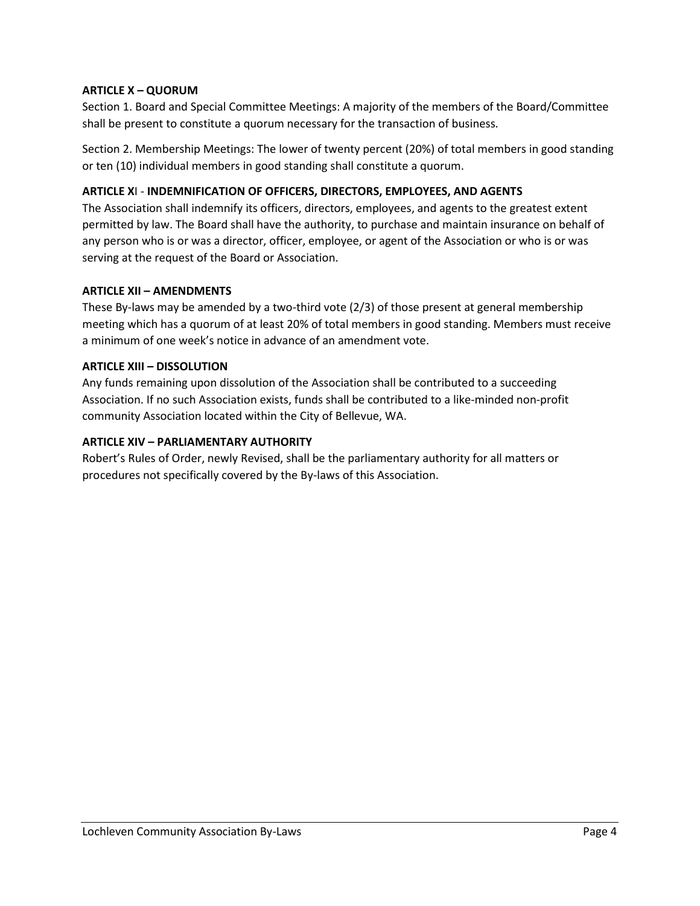**ARTICLE X – QUORUM**

Section 1. Board and Special Committee Meetings: A majority of the members of the Board/Committee shall be present to constitute a quorum necessary for the transaction of business.

Section 2. Membership Meetings: The lower of twenty percent (20%) of total members in good standing or ten (10) individual members in good standing shall constitute a quorum.

**ARTICLE XI - INDEMNIFICATION OF OFFICERS, DIRECTORS, EMPLOYEES, AND AGENTS**

The Association shall indemnify its officers, directors, employees, and agents to the greatest extent permitted by law. The Board shall have the authority, to purchase and maintain insurance on behalf of any person who is or was a director, officer, employee, or agent of the Association or who is or was serving at the request of the Board or Association.

**ARTICLE XII – AMENDMENTS**

These By-laws may be amended by a two-third vote (2/3) of those present at general membership meeting which has a quorum of at least 20% of total members in good standing. Members must receive a minimum of one week's notice in advance of an amendment vote.

**ARTICLE XIII – DISSOLUTION**

Any funds remaining upon dissolution of the Association shall be contributed to a succeeding Association. If no such Association exists, funds shall be contributed to a like-minded non-profit community Association located within the City of Bellevue, WA.

**ARTICLE XIV – PARLIAMENTARY AUTHORITY**

Robert's Rules of Order, newly Revised, shall be the parliamentary authority for all matters or procedures not specifically covered by the By-laws of this Association.